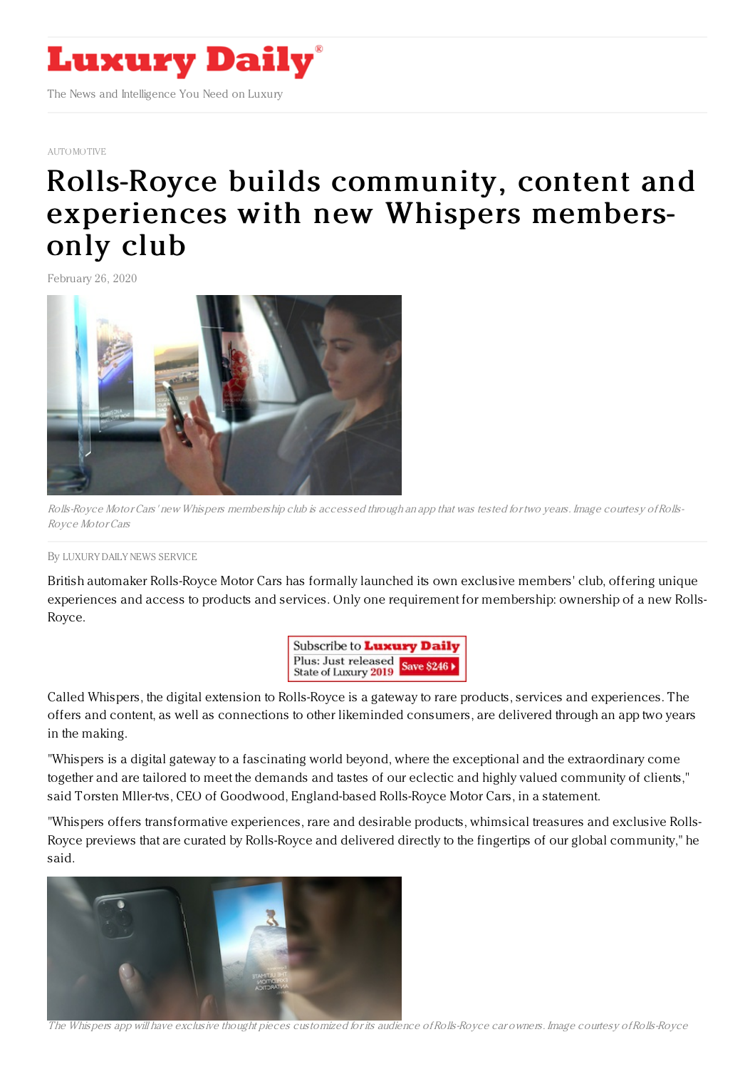AUTOMOTIVE

# Rolls-Royce builds community, content and experiences with new Whispers members-only club

February 26, 2020

*Rolls-Royce Motor Cars' new Whispers membership club is accessed through an app that was tested for two years. Image courtesy of Rolls-Royce Motor Cars*

By LUXURY DAILY NEWS SERVICE

British automaker Rolls-Royce Motor Cars has formally launched its own exclusive members' club, offering unique experiences and access to products and services. Only one requirement for membership: ownership of a new Rolls-Royce.

Called Whispers, the digital extension to Rolls-Royce is a gateway to rare products, services and experiences. The offers and content, as well as connections to other likeminded consumers, are delivered through an app two years in the making.

"Whispers is a digital gateway to a fascinating world beyond, where the exceptional and the extraordinary come together and are tailored to meet the demands and tastes of our eclectic and highly valued community of clients," said Torsten Mller-tvs, CEO of Goodwood, England-based Rolls-Royce Motor Cars, in a statement.

"Whispers offers transformative experiences, rare and desirable products, whimsical treasures and exclusive Rolls-Royce previews that are curated by Rolls-Royce and delivered directly to the fingertips of our global community," he said.

*The Whispers app will have exclusive thought pieces customized for its audience of Rolls-Royce car owners. Image courtesy of Rolls-Royce*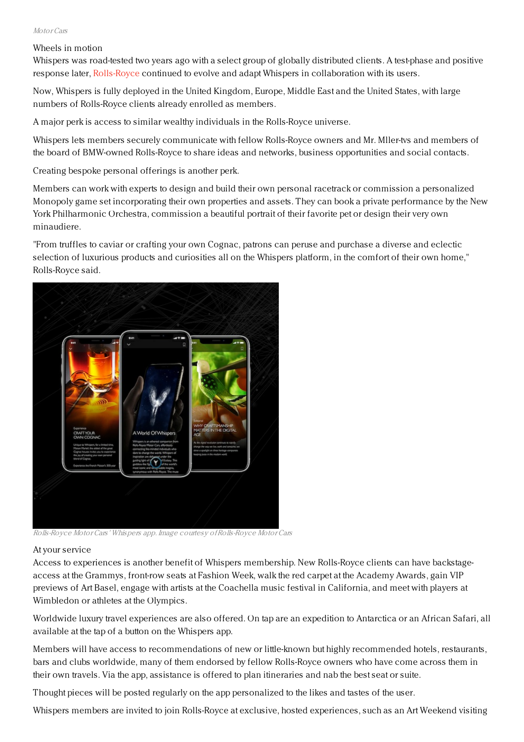*Motor Cars*

Wheels in motion

Whispers was road-tested two years ago with a select group of globally distributed clients. A test-phase and positive response later, Rolls-Royce continued to evolve and adapt Whispers in collaboration with its users.

Now, Whispers is fully deployed in the United Kingdom, Europe, Middle East and the United States, with large numbers of Rolls-Royce clients already enrolled as members.

A major perk is access to similar wealthy individuals in the Rolls-Royce universe.

Whispers lets members securely communicate with fellow Rolls-Royce owners and Mr. Mller-tvs and members of the board of BMW-owned Rolls-Royce to share ideas and networks, business opportunities and social contacts.

Creating bespoke personal offerings is another perk.

Members can work with experts to design and build their own personal racetrack or commission a personalized Monopoly game set incorporating their own properties and assets. They can book a private performance by the New York Philharmonic Orchestra, commission a beautiful portrait of their favorite pet or design their very own minaudiere.

"From truffles to caviar or crafting your own Cognac, patrons can peruse and purchase a diverse and eclectic selection of luxurious products and curiosities all on the Whispers platform, in the comfort of their own home," Rolls-Royce said.

*Rolls-Royce Motor Cars' Whispers app. Image courtesy of Rolls-Royce Motor Cars*

At your service

Access to experiences is another benefit of Whispers membership. New Rolls-Royce clients can have backstage-access at the Grammys, front-row seats at Fashion Week, walk the red carpet at the Academy Awards, gain VIP previews of Art Basel, engage with artists at the Coachella music festival in California, and meet with players at Wimbledon or athletes at the Olympics.

Worldwide luxury travel experiences are also offered. On tap are an expedition to Antarctica or an African Safari, all available at the tap of a button on the Whispers app.

Members will have access to recommendations of new or little-known but highly recommended hotels, restaurants, bars and clubs worldwide, many of them endorsed by fellow Rolls-Royce owners who have come across them in their own travels. Via the app, assistance is offered to plan itineraries and nab the best seat or suite.

Thought pieces will be posted regularly on the app personalized to the likes and tastes of the user.

Whispers members are invited to join Rolls-Royce at exclusive, hosted experiences, such as an Art Weekend visiting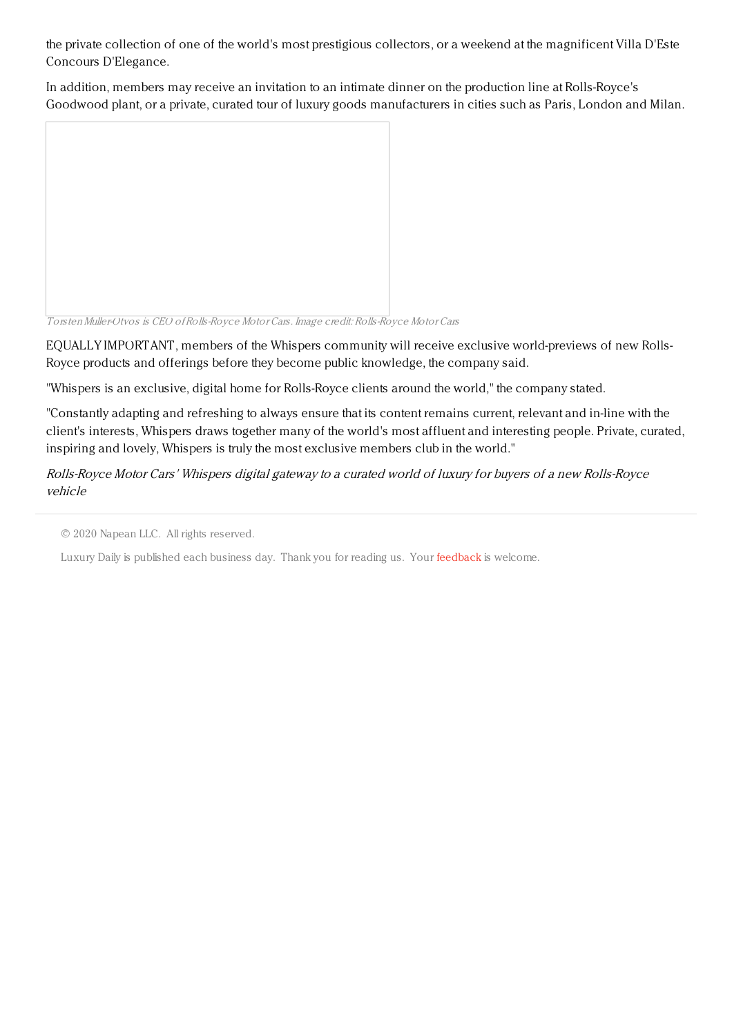the private collection of one of the world's most prestigious collectors, or a weekend at the magnificent Villa D'Este Concours D'Elegance.

In addition, members may receive an invitation to an intimate dinner on the production line at Rolls-Royce's Goodwood plant, or a private, curated tour of luxury goods manufacturers in cities such as Paris, London and Milan.

*Torsten Muller-Otvos is CEO of Rolls-Royce Motor Cars. Image credit: Rolls-Royce Motor Cars*

EQUALLY IMPORTANT, members of the Whispers community will receive exclusive world-previews of new Rolls-Royce products and offerings before they become public knowledge, the company said.

"Whispers is an exclusive, digital home for Rolls-Royce clients around the world," the company stated.

"Constantly adapting and refreshing to always ensure that its content remains current, relevant and in-line with the client's interests, Whispers draws together many of the world's most affluent and interesting people. Private, curated, inspiring and lovely, Whispers is truly the most exclusive members club in the world."

*Rolls-Royce Motor Cars' Whispers digital gateway to a curated world of luxury for buyers of a new Rolls-Royce vehicle*

© 2020 Napean LLC. All rights reserved.

Luxury Daily is published each business day. Thank you for reading us. Your feedback is welcome.